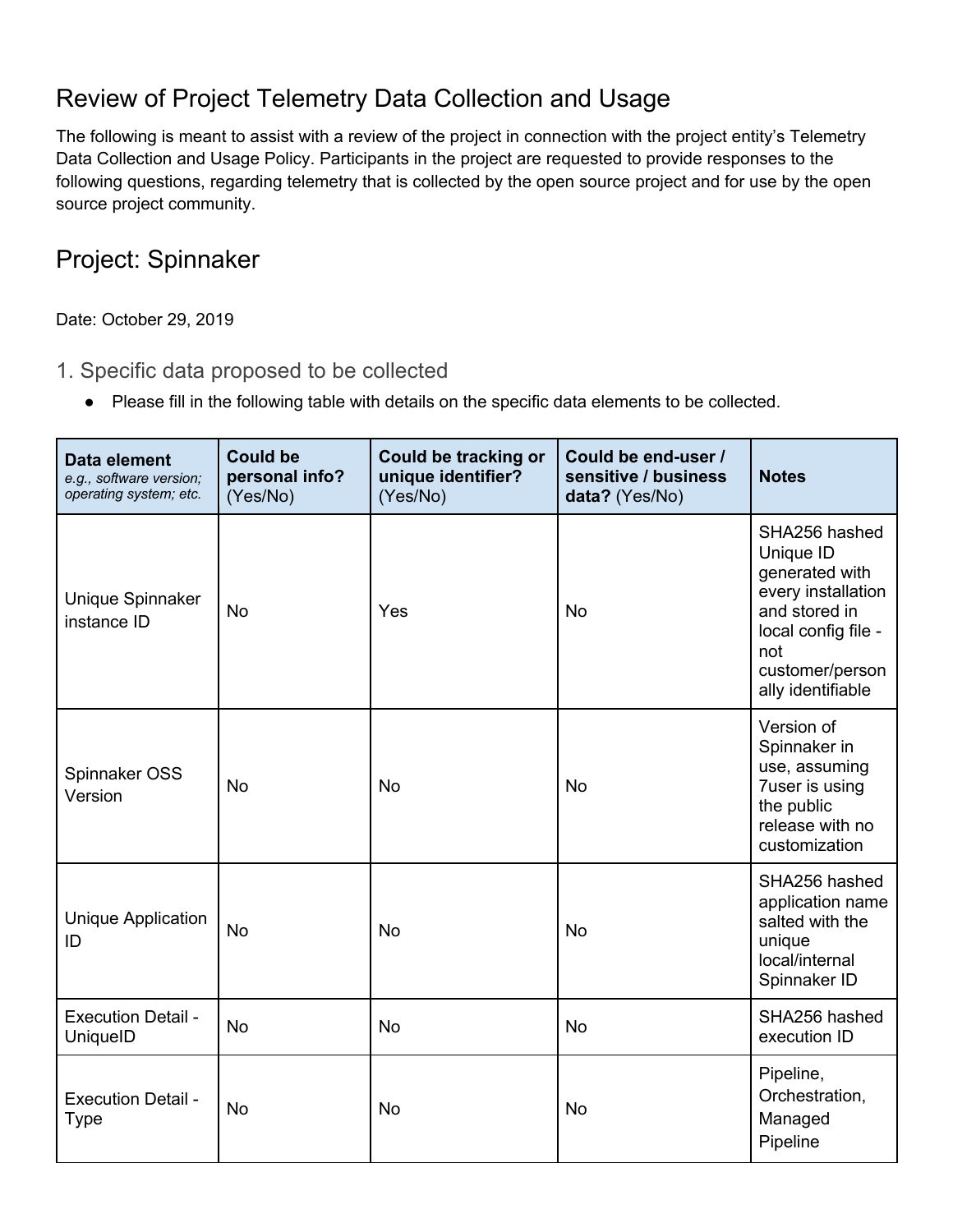# Review of Project Telemetry Data Collection and Usage

The following is meant to assist with a review of the project in connection with the project entity's Telemetry Data Collection and Usage Policy. Participants in the project are requested to provide responses to the following questions, regarding telemetry that is collected by the open source project and for use by the open source project community.

# Project: Spinnaker

Date: October 29, 2019

## 1. Specific data proposed to be collected

- Please fill in the following table with details on the specific data elements to be collected.

| **Data element** *e.g., software version; operating system; etc.* | **Could be personal info?** (Yes/No) | **Could be tracking or unique identifier?** (Yes/No) | **Could be end-user / sensitive / business data?** (Yes/No) | **Notes** |
|---|---|---|---|---|
| Unique Spinnaker instance ID | No | Yes | No | SHA256 hashed Unique ID generated with every installation and stored in local config file - not customer/personally identifiable |
| Spinnaker OSS Version | No | No | No | Version of Spinnaker in use, assuming 7user is using the public release with no customization |
| Unique Application ID | No | No | No | SHA256 hashed application name salted with the unique local/internal Spinnaker ID |
| Execution Detail - UniqueID | No | No | No | SHA256 hashed execution ID |
| Execution Detail - Type | No | No | No | Pipeline, Orchestration, Managed Pipeline |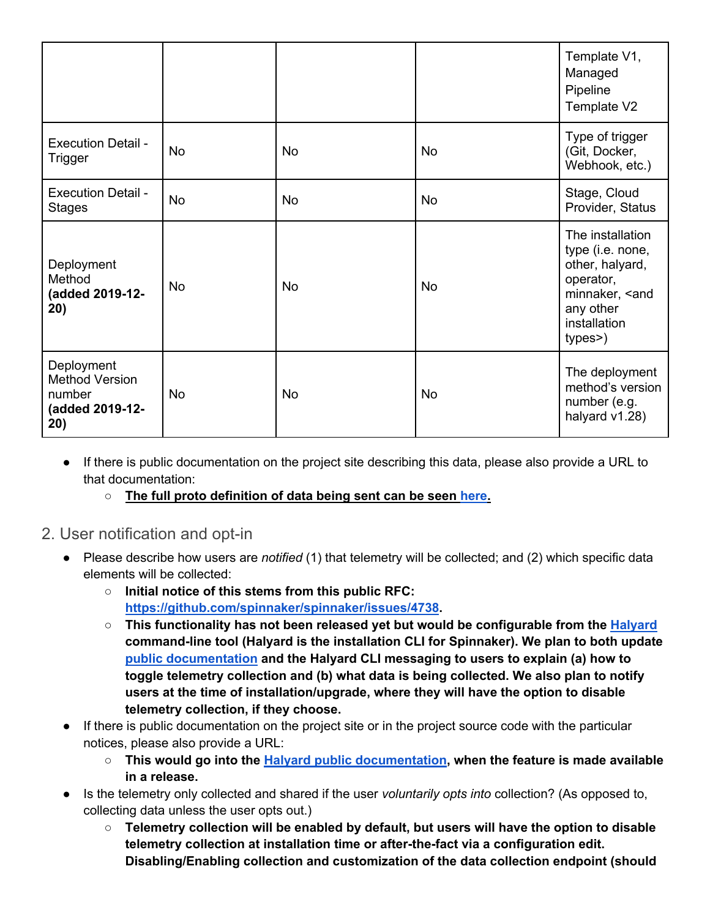| | | | | Template V1, Managed Pipeline Template V2 |
|---|---|---|---|---|
| Execution Detail - Trigger | No | No | No | Type of trigger (Git, Docker, Webhook, etc.) |
| Execution Detail - Stages | No | No | No | Stage, Cloud Provider, Status |
| Deployment Method **(added 2019-12-20)** | No | No | No | The installation type (i.e. none, other, halyard, operator, minnaker, <and any other installation types>) |
| Deployment Method Version number **(added 2019-12-20)** | No | No | No | The deployment method's version number (e.g. halyard v1.28) |

- If there is public documentation on the project site describing this data, please also provide a URL to that documentation:
  - **The full proto definition of data being sent can be seen here.**

## 2. User notification and opt-in

- Please describe how users are *notified* (1) that telemetry will be collected; and (2) which specific data elements will be collected:
  - **Initial notice of this stems from this public RFC: https://github.com/spinnaker/spinnaker/issues/4738.**
  - **This functionality has not been released yet but would be configurable from the Halyard command-line tool (Halyard is the installation CLI for Spinnaker). We plan to both update public documentation and the Halyard CLI messaging to users to explain (a) how to toggle telemetry collection and (b) what data is being collected. We also plan to notify users at the time of installation/upgrade, where they will have the option to disable telemetry collection, if they choose.**
- If there is public documentation on the project site or in the project source code with the particular notices, please also provide a URL:
  - **This would go into the Halyard public documentation, when the feature is made available in a release.**
- Is the telemetry only collected and shared if the user *voluntarily opts into* collection? (As opposed to, collecting data unless the user opts out.)
  - **Telemetry collection will be enabled by default, but users will have the option to disable telemetry collection at installation time or after-the-fact via a configuration edit. Disabling/Enabling collection and customization of the data collection endpoint (should**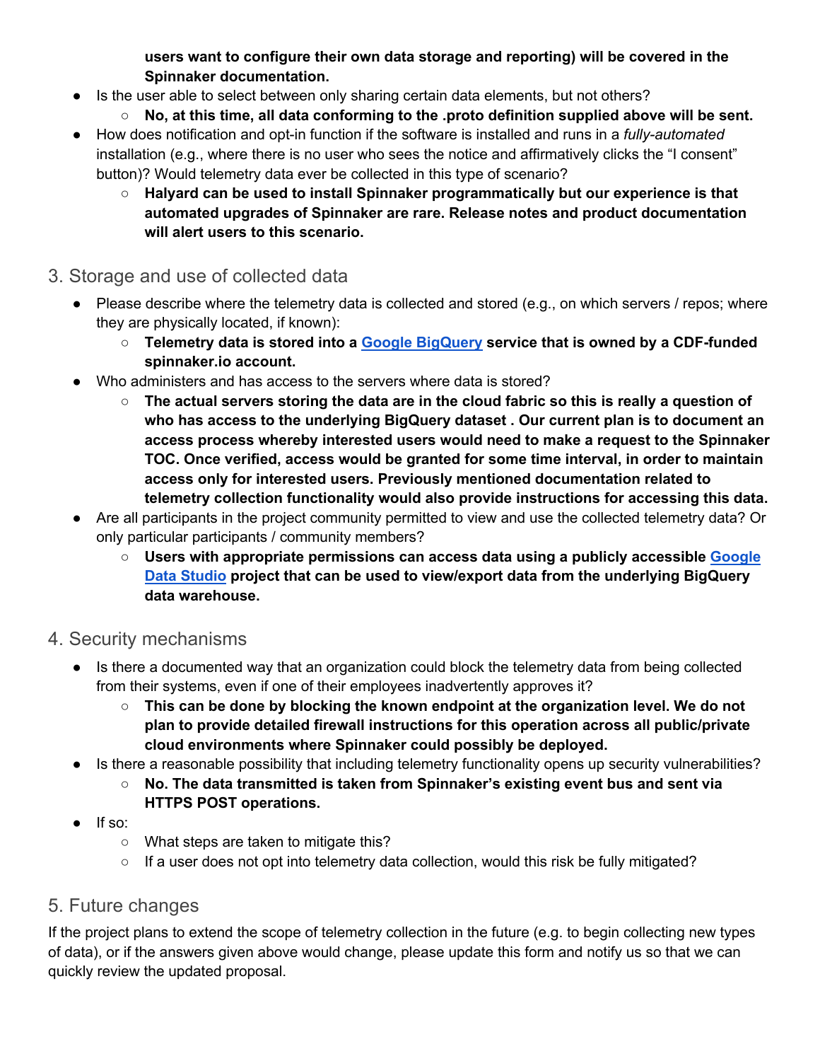**users want to configure their own data storage and reporting) will be covered in the Spinnaker documentation.**

- Is the user able to select between only sharing certain data elements, but not others?
  - **No, at this time, all data conforming to the .proto definition supplied above will be sent.**
- How does notification and opt-in function if the software is installed and runs in a *fully-automated* installation (e.g., where there is no user who sees the notice and affirmatively clicks the "I consent" button)? Would telemetry data ever be collected in this type of scenario?
  - **Halyard can be used to install Spinnaker programmatically but our experience is that automated upgrades of Spinnaker are rare. Release notes and product documentation will alert users to this scenario.**

## 3. Storage and use of collected data

- Please describe where the telemetry data is collected and stored (e.g., on which servers / repos; where they are physically located, if known):
  - **Telemetry data is stored into a [Google BigQuery](#) service that is owned by a CDF-funded spinnaker.io account.**
- Who administers and has access to the servers where data is stored?
  - **The actual servers storing the data are in the cloud fabric so this is really a question of who has access to the underlying BigQuery dataset . Our current plan is to document an access process whereby interested users would need to make a request to the Spinnaker TOC. Once verified, access would be granted for some time interval, in order to maintain access only for interested users. Previously mentioned documentation related to telemetry collection functionality would also provide instructions for accessing this data.**
- Are all participants in the project community permitted to view and use the collected telemetry data? Or only particular participants / community members?
  - **Users with appropriate permissions can access data using a publicly accessible [Google Data Studio](#) project that can be used to view/export data from the underlying BigQuery data warehouse.**

## 4. Security mechanisms

- Is there a documented way that an organization could block the telemetry data from being collected from their systems, even if one of their employees inadvertently approves it?
  - **This can be done by blocking the known endpoint at the organization level. We do not plan to provide detailed firewall instructions for this operation across all public/private cloud environments where Spinnaker could possibly be deployed.**
- Is there a reasonable possibility that including telemetry functionality opens up security vulnerabilities?
  - **No. The data transmitted is taken from Spinnaker's existing event bus and sent via HTTPS POST operations.**
- If so:
  - What steps are taken to mitigate this?
  - If a user does not opt into telemetry data collection, would this risk be fully mitigated?

## 5. Future changes

If the project plans to extend the scope of telemetry collection in the future (e.g. to begin collecting new types of data), or if the answers given above would change, please update this form and notify us so that we can quickly review the updated proposal.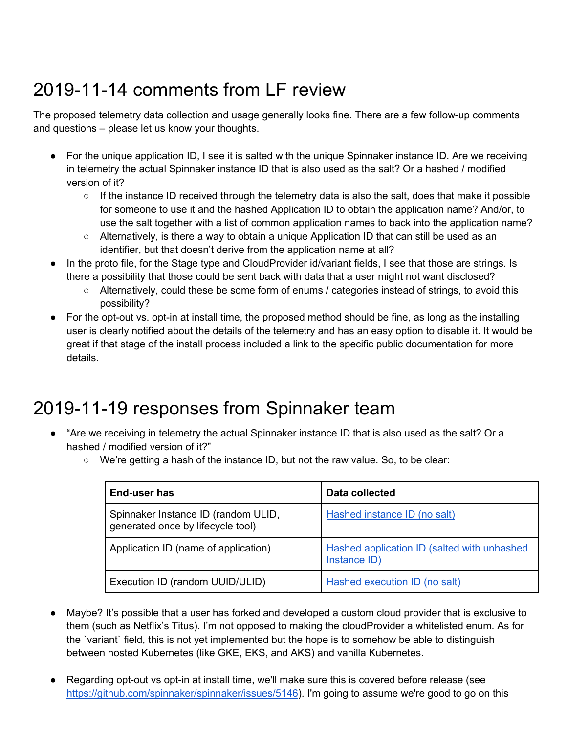# 2019-11-14 comments from LF review

The proposed telemetry data collection and usage generally looks fine. There are a few follow-up comments and questions – please let us know your thoughts.

- For the unique application ID, I see it is salted with the unique Spinnaker instance ID. Are we receiving in telemetry the actual Spinnaker instance ID that is also used as the salt? Or a hashed / modified version of it?
  - If the instance ID received through the telemetry data is also the salt, does that make it possible for someone to use it and the hashed Application ID to obtain the application name? And/or, to use the salt together with a list of common application names to back into the application name?
  - Alternatively, is there a way to obtain a unique Application ID that can still be used as an identifier, but that doesn't derive from the application name at all?
- In the proto file, for the Stage type and CloudProvider id/variant fields, I see that those are strings. Is there a possibility that those could be sent back with data that a user might not want disclosed?
  - Alternatively, could these be some form of enums / categories instead of strings, to avoid this possibility?
- For the opt-out vs. opt-in at install time, the proposed method should be fine, as long as the installing user is clearly notified about the details of the telemetry and has an easy option to disable it. It would be great if that stage of the install process included a link to the specific public documentation for more details.

# 2019-11-19 responses from Spinnaker team

- "Are we receiving in telemetry the actual Spinnaker instance ID that is also used as the salt? Or a hashed / modified version of it?"
  - We're getting a hash of the instance ID, but not the raw value. So, to be clear:

| End-user has | Data collected |
| --- | --- |
| Spinnaker Instance ID (random ULID, generated once by lifecycle tool) | Hashed instance ID (no salt) |
| Application ID (name of application) | Hashed application ID (salted with unhashed Instance ID) |
| Execution ID (random UUID/ULID) | Hashed execution ID (no salt) |

- Maybe? It's possible that a user has forked and developed a custom cloud provider that is exclusive to them (such as Netflix's Titus). I'm not opposed to making the cloudProvider a whitelisted enum. As for the `variant` field, this is not yet implemented but the hope is to somehow be able to distinguish between hosted Kubernetes (like GKE, EKS, and AKS) and vanilla Kubernetes.

- Regarding opt-out vs opt-in at install time, we'll make sure this is covered before release (see https://github.com/spinnaker/spinnaker/issues/5146). I'm going to assume we're good to go on this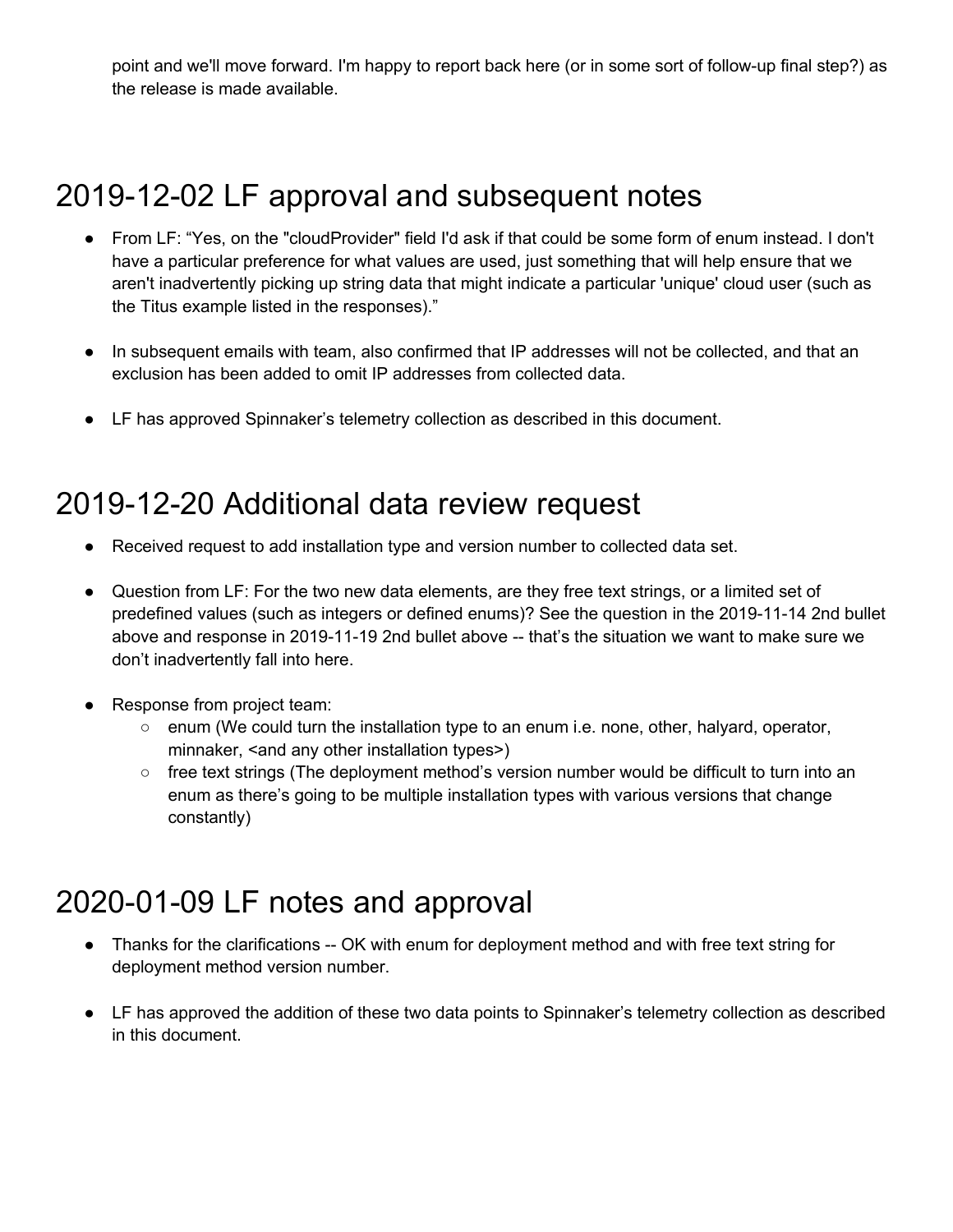point and we'll move forward. I'm happy to report back here (or in some sort of follow-up final step?) as the release is made available.

# 2019-12-02 LF approval and subsequent notes

- From LF: "Yes, on the "cloudProvider" field I'd ask if that could be some form of enum instead. I don't have a particular preference for what values are used, just something that will help ensure that we aren't inadvertently picking up string data that might indicate a particular 'unique' cloud user (such as the Titus example listed in the responses)."

- In subsequent emails with team, also confirmed that IP addresses will not be collected, and that an exclusion has been added to omit IP addresses from collected data.

- LF has approved Spinnaker's telemetry collection as described in this document.

# 2019-12-20 Additional data review request

- Received request to add installation type and version number to collected data set.

- Question from LF: For the two new data elements, are they free text strings, or a limited set of predefined values (such as integers or defined enums)? See the question in the 2019-11-14 2nd bullet above and response in 2019-11-19 2nd bullet above -- that's the situation we want to make sure we don't inadvertently fall into here.

- Response from project team:
  - enum (We could turn the installation type to an enum i.e. none, other, halyard, operator, minnaker, <and any other installation types>)
  - free text strings (The deployment method's version number would be difficult to turn into an enum as there's going to be multiple installation types with various versions that change constantly)

# 2020-01-09 LF notes and approval

- Thanks for the clarifications -- OK with enum for deployment method and with free text string for deployment method version number.

- LF has approved the addition of these two data points to Spinnaker's telemetry collection as described in this document.